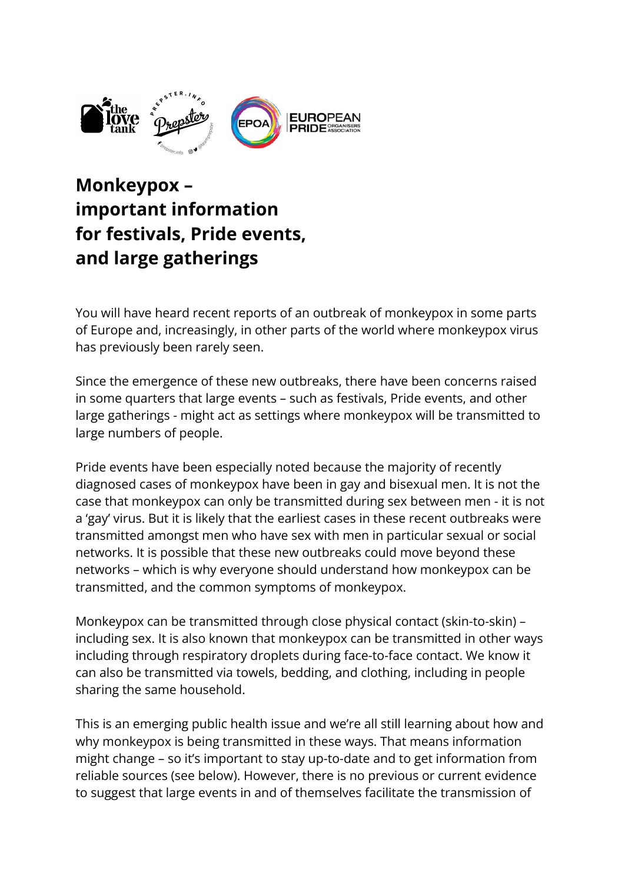# Monkeypox – important information for festivals, Pride events, and large gatherings

You will have heard recent reports of an outbreak of monkeypox in some parts of Europe and, increasingly, in other parts of the world where monkeypox virus has previously been rarely seen.

Since the emergence of these new outbreaks, there have been concerns raised in some quarters that large events – such as festivals, Pride events, and other large gatherings - might act as settings where monkeypox will be transmitted to large numbers of people.

Pride events have been especially noted because the majority of recently diagnosed cases of monkeypox have been in gay and bisexual men. It is not the case that monkeypox can only be transmitted during sex between men - it is not a 'gay' virus. But it is likely that the earliest cases in these recent outbreaks were transmitted amongst men who have sex with men in particular sexual or social networks. It is possible that these new outbreaks could move beyond these networks – which is why everyone should understand how monkeypox can be transmitted, and the common symptoms of monkeypox.

Monkeypox can be transmitted through close physical contact (skin-to-skin) – including sex. It is also known that monkeypox can be transmitted in other ways including through respiratory droplets during face-to-face contact. We know it can also be transmitted via towels, bedding, and clothing, including in people sharing the same household.

This is an emerging public health issue and we're all still learning about how and why monkeypox is being transmitted in these ways. That means information might change – so it's important to stay up-to-date and to get information from reliable sources (see below). However, there is no previous or current evidence to suggest that large events in and of themselves facilitate the transmission of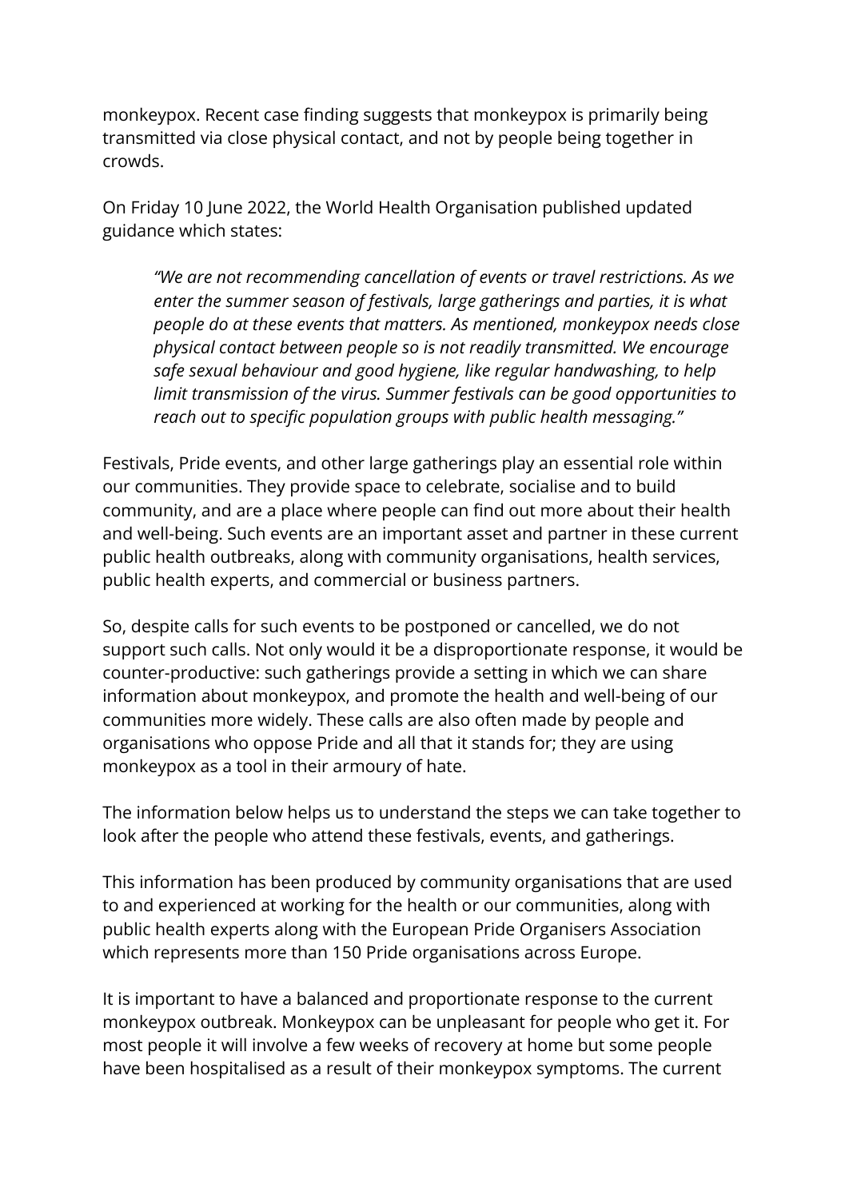monkeypox. Recent case finding suggests that monkeypox is primarily being transmitted via close physical contact, and not by people being together in crowds.

On Friday 10 June 2022, the World Health Organisation published updated guidance which states:

> *"We are not recommending cancellation of events or travel restrictions. As we enter the summer season of festivals, large gatherings and parties, it is what people do at these events that matters. As mentioned, monkeypox needs close physical contact between people so is not readily transmitted. We encourage safe sexual behaviour and good hygiene, like regular handwashing, to help limit transmission of the virus. Summer festivals can be good opportunities to reach out to specific population groups with public health messaging."*

Festivals, Pride events, and other large gatherings play an essential role within our communities. They provide space to celebrate, socialise and to build community, and are a place where people can find out more about their health and well-being. Such events are an important asset and partner in these current public health outbreaks, along with community organisations, health services, public health experts, and commercial or business partners.

So, despite calls for such events to be postponed or cancelled, we do not support such calls. Not only would it be a disproportionate response, it would be counter-productive: such gatherings provide a setting in which we can share information about monkeypox, and promote the health and well-being of our communities more widely. These calls are also often made by people and organisations who oppose Pride and all that it stands for; they are using monkeypox as a tool in their armoury of hate.

The information below helps us to understand the steps we can take together to look after the people who attend these festivals, events, and gatherings.

This information has been produced by community organisations that are used to and experienced at working for the health or our communities, along with public health experts along with the European Pride Organisers Association which represents more than 150 Pride organisations across Europe.

It is important to have a balanced and proportionate response to the current monkeypox outbreak. Monkeypox can be unpleasant for people who get it. For most people it will involve a few weeks of recovery at home but some people have been hospitalised as a result of their monkeypox symptoms. The current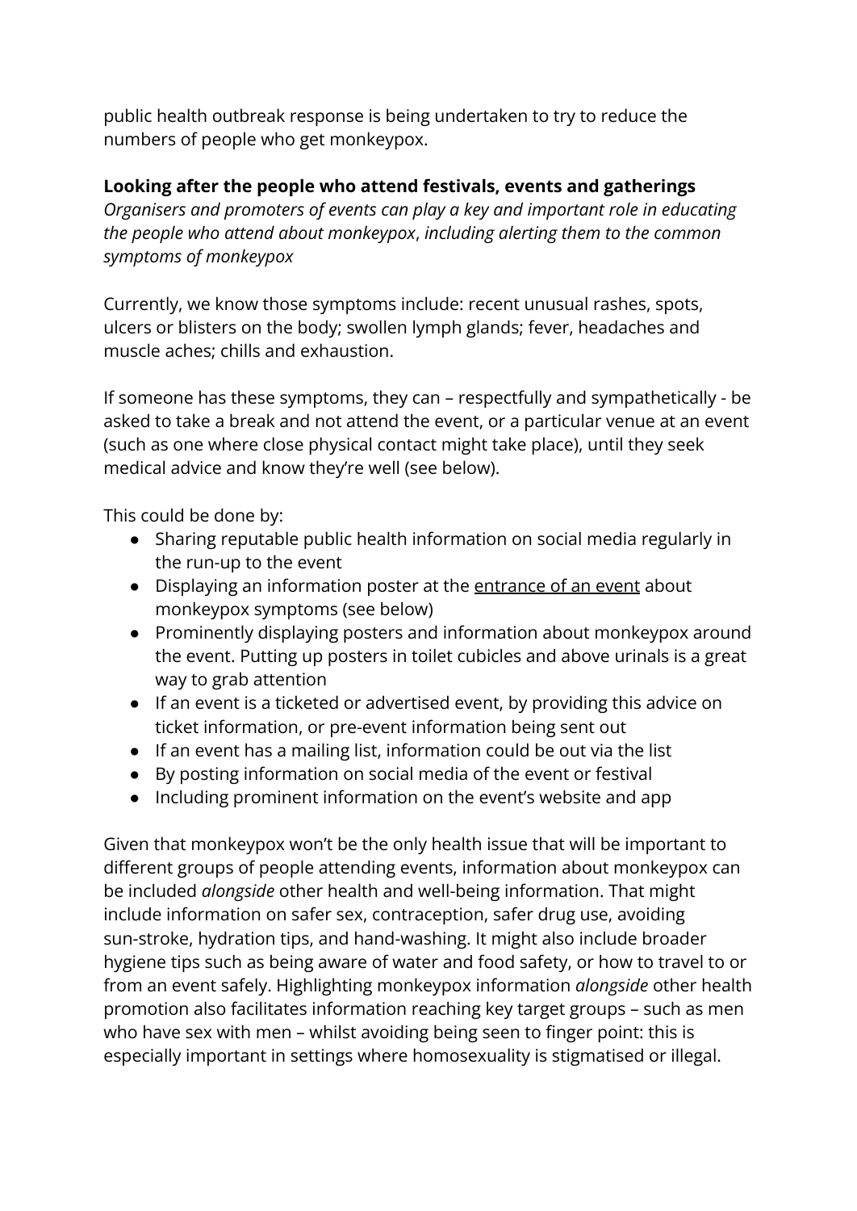public health outbreak response is being undertaken to try to reduce the numbers of people who get monkeypox.

**Looking after the people who attend festivals, events and gatherings**

*Organisers and promoters of events can play a key and important role in educating the people who attend about monkeypox, including alerting them to the common symptoms of monkeypox*

Currently, we know those symptoms include: recent unusual rashes, spots, ulcers or blisters on the body; swollen lymph glands; fever, headaches and muscle aches; chills and exhaustion.

If someone has these symptoms, they can – respectfully and sympathetically - be asked to take a break and not attend the event, or a particular venue at an event (such as one where close physical contact might take place), until they seek medical advice and know they're well (see below).

This could be done by:

- Sharing reputable public health information on social media regularly in the run-up to the event
- Displaying an information poster at the entrance of an event about monkeypox symptoms (see below)
- Prominently displaying posters and information about monkeypox around the event. Putting up posters in toilet cubicles and above urinals is a great way to grab attention
- If an event is a ticketed or advertised event, by providing this advice on ticket information, or pre-event information being sent out
- If an event has a mailing list, information could be out via the list
- By posting information on social media of the event or festival
- Including prominent information on the event's website and app

Given that monkeypox won't be the only health issue that will be important to different groups of people attending events, information about monkeypox can be included *alongside* other health and well-being information. That might include information on safer sex, contraception, safer drug use, avoiding sun-stroke, hydration tips, and hand-washing. It might also include broader hygiene tips such as being aware of water and food safety, or how to travel to or from an event safely. Highlighting monkeypox information *alongside* other health promotion also facilitates information reaching key target groups – such as men who have sex with men – whilst avoiding being seen to finger point: this is especially important in settings where homosexuality is stigmatised or illegal.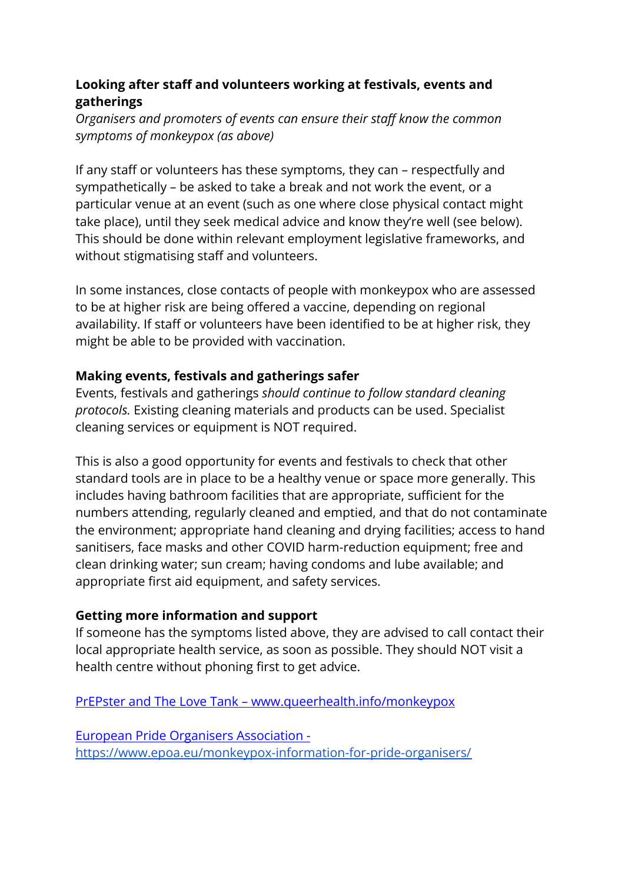**Looking after staff and volunteers working at festivals, events and gatherings**

*Organisers and promoters of events can ensure their staff know the common symptoms of monkeypox (as above)*

If any staff or volunteers has these symptoms, they can – respectfully and sympathetically – be asked to take a break and not work the event, or a particular venue at an event (such as one where close physical contact might take place), until they seek medical advice and know they're well (see below). This should be done within relevant employment legislative frameworks, and without stigmatising staff and volunteers.

In some instances, close contacts of people with monkeypox who are assessed to be at higher risk are being offered a vaccine, depending on regional availability. If staff or volunteers have been identified to be at higher risk, they might be able to be provided with vaccination.

**Making events, festivals and gatherings safer**

Events, festivals and gatherings *should continue to follow standard cleaning protocols.* Existing cleaning materials and products can be used. Specialist cleaning services or equipment is NOT required.

This is also a good opportunity for events and festivals to check that other standard tools are in place to be a healthy venue or space more generally. This includes having bathroom facilities that are appropriate, sufficient for the numbers attending, regularly cleaned and emptied, and that do not contaminate the environment; appropriate hand cleaning and drying facilities; access to hand sanitisers, face masks and other COVID harm-reduction equipment; free and clean drinking water; sun cream; having condoms and lube available; and appropriate first aid equipment, and safety services.

**Getting more information and support**

If someone has the symptoms listed above, they are advised to call contact their local appropriate health service, as soon as possible. They should NOT visit a health centre without phoning first to get advice.

[PrEPster and The Love Tank – www.queerhealth.info/monkeypox](http://www.queerhealth.info/monkeypox)

[European Pride Organisers Association - https://www.epoa.eu/monkeypox-information-for-pride-organisers/](https://www.epoa.eu/monkeypox-information-for-pride-organisers/)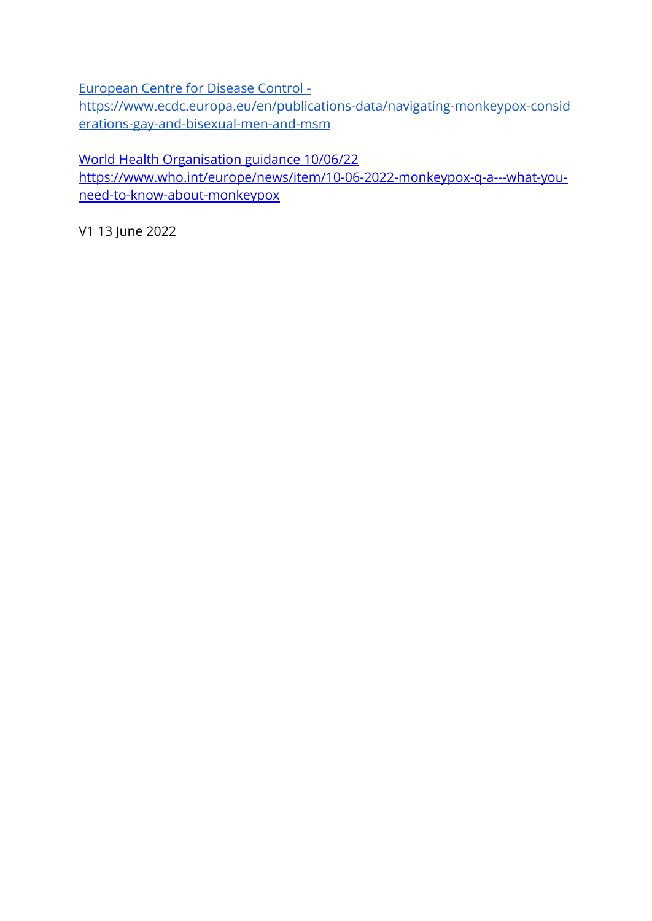[European Centre for Disease Control - https://www.ecdc.europa.eu/en/publications-data/navigating-monkeypox-considerations-gay-and-bisexual-men-and-msm](https://www.ecdc.europa.eu/en/publications-data/navigating-monkeypox-considerations-gay-and-bisexual-men-and-msm)

[World Health Organisation guidance 10/06/22](https://www.who.int/europe/news/item/10-06-2022-monkeypox-q-a---what-you-need-to-know-about-monkeypox)
[https://www.who.int/europe/news/item/10-06-2022-monkeypox-q-a---what-you-need-to-know-about-monkeypox](https://www.who.int/europe/news/item/10-06-2022-monkeypox-q-a---what-you-need-to-know-about-monkeypox)

V1 13 June 2022